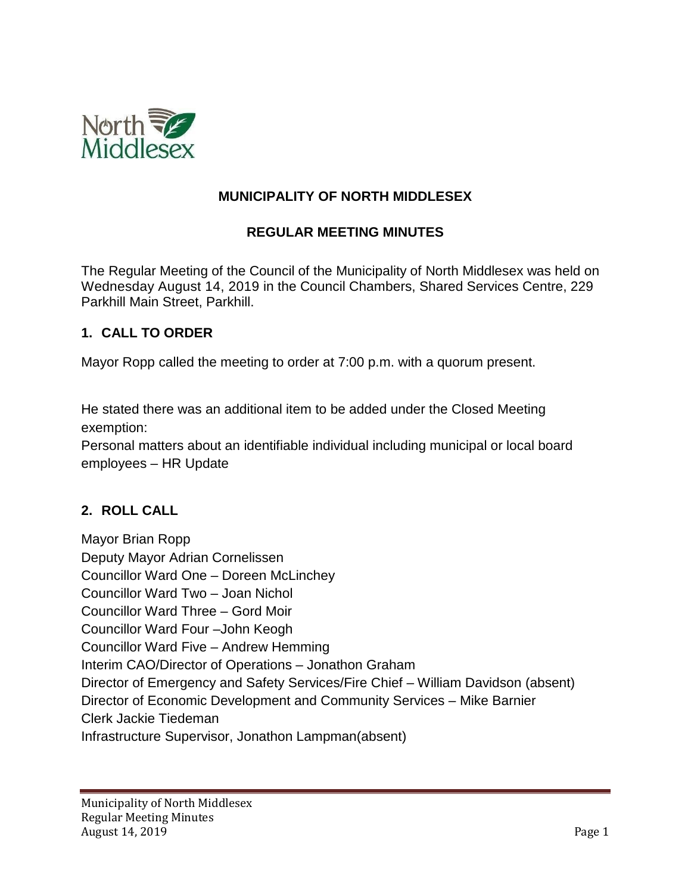# MUNICIPALITY OF NORTH MIDDLESEX

## REGULAR MEETING MINUTES

The Regular Meeting of the Council of the Municipality of North Middlesex was held on Wednesday August 14, 2019 in the Council Chambers, Shared Services Centre, 229 Parkhill Main Street, Parkhill.

### 1. CALL TO ORDER

Mayor Ropp called the meeting to order at 7:00 p.m. with a quorum present.

He stated there was an additional item to be added under the Closed Meeting exemption:
Personal matters about an identifiable individual including municipal or local board employees – HR Update

### 2. ROLL CALL

Mayor Brian Ropp
Deputy Mayor Adrian Cornelissen
Councillor Ward One – Doreen McLinchey
Councillor Ward Two – Joan Nichol
Councillor Ward Three – Gord Moir
Councillor Ward Four –John Keogh
Councillor Ward Five – Andrew Hemming
Interim CAO/Director of Operations – Jonathon Graham
Director of Emergency and Safety Services/Fire Chief – William Davidson (absent)
Director of Economic Development and Community Services – Mike Barnier
Clerk Jackie Tiedeman
Infrastructure Supervisor, Jonathon Lampman(absent)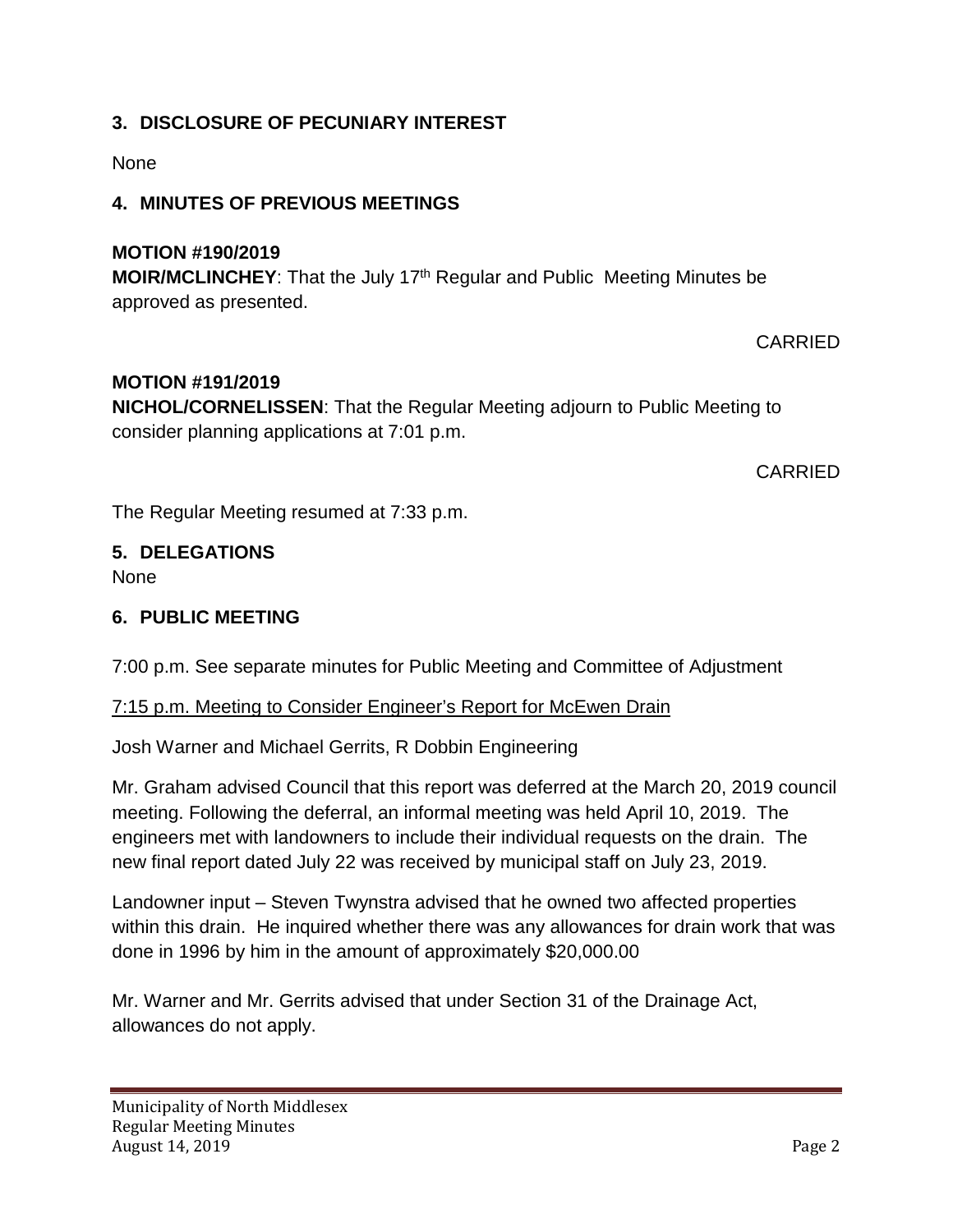## 3. DISCLOSURE OF PECUNIARY INTEREST

None

## 4. MINUTES OF PREVIOUS MEETINGS

**MOTION #190/2019**
**MOIR/MCLINCHEY**: That the July 17th Regular and Public Meeting Minutes be approved as presented.

CARRIED

**MOTION #191/2019**
**NICHOL/CORNELISSEN**: That the Regular Meeting adjourn to Public Meeting to consider planning applications at 7:01 p.m.

CARRIED

The Regular Meeting resumed at 7:33 p.m.

## 5. DELEGATIONS

None

## 6. PUBLIC MEETING

7:00 p.m. See separate minutes for Public Meeting and Committee of Adjustment

7:15 p.m. Meeting to Consider Engineer's Report for McEwen Drain

Josh Warner and Michael Gerrits, R Dobbin Engineering

Mr. Graham advised Council that this report was deferred at the March 20, 2019 council meeting. Following the deferral, an informal meeting was held April 10, 2019. The engineers met with landowners to include their individual requests on the drain. The new final report dated July 22 was received by municipal staff on July 23, 2019.

Landowner input – Steven Twynstra advised that he owned two affected properties within this drain. He inquired whether there was any allowances for drain work that was done in 1996 by him in the amount of approximately $20,000.00

Mr. Warner and Mr. Gerrits advised that under Section 31 of the Drainage Act, allowances do not apply.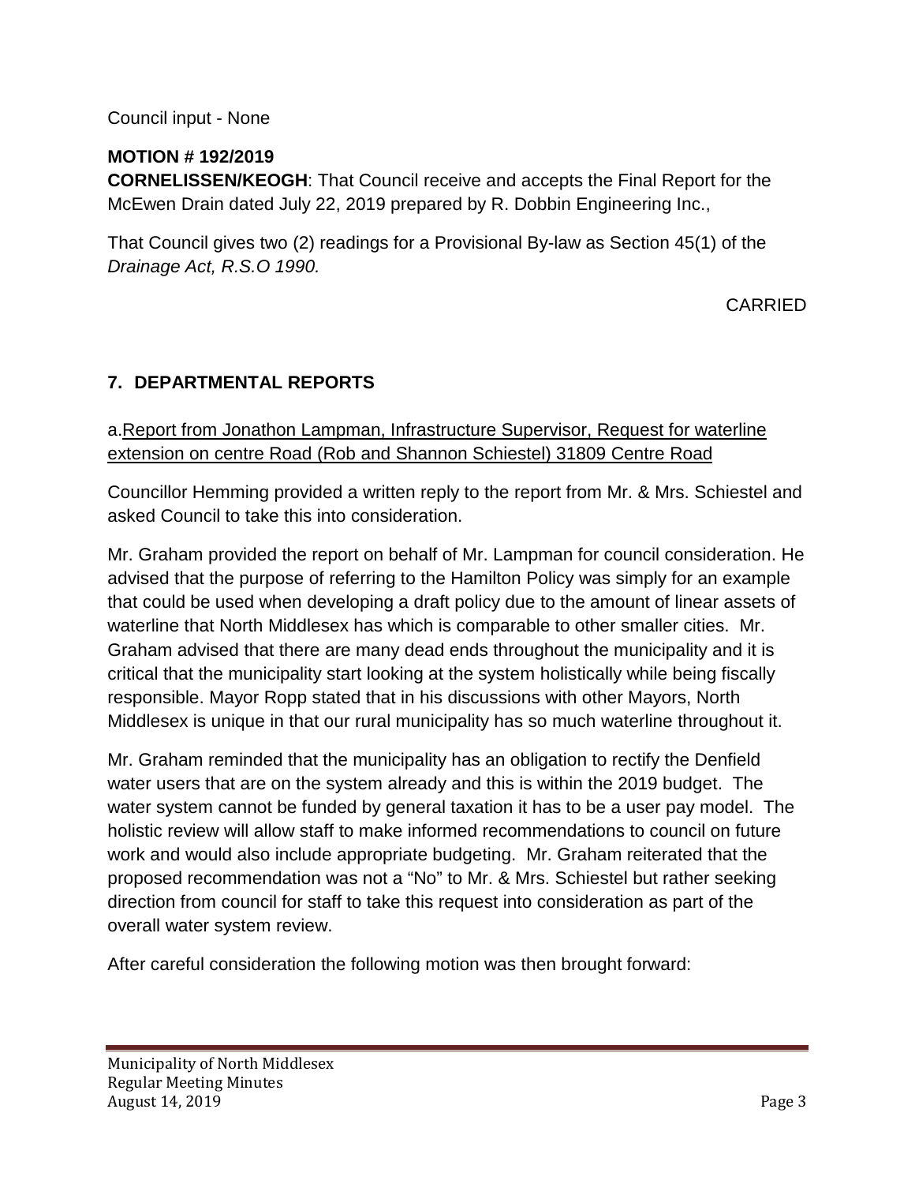Council input - None

**MOTION # 192/2019**
**CORNELISSEN/KEOGH**: That Council receive and accepts the Final Report for the McEwen Drain dated July 22, 2019 prepared by R. Dobbin Engineering Inc.,

That Council gives two (2) readings for a Provisional By-law as Section 45(1) of the *Drainage Act, R.S.O 1990.*

CARRIED

## 7. DEPARTMENTAL REPORTS

a.Report from Jonathon Lampman, Infrastructure Supervisor, Request for waterline extension on centre Road (Rob and Shannon Schiestel) 31809 Centre Road

Councillor Hemming provided a written reply to the report from Mr. & Mrs. Schiestel and asked Council to take this into consideration.

Mr. Graham provided the report on behalf of Mr. Lampman for council consideration. He advised that the purpose of referring to the Hamilton Policy was simply for an example that could be used when developing a draft policy due to the amount of linear assets of waterline that North Middlesex has which is comparable to other smaller cities. Mr. Graham advised that there are many dead ends throughout the municipality and it is critical that the municipality start looking at the system holistically while being fiscally responsible. Mayor Ropp stated that in his discussions with other Mayors, North Middlesex is unique in that our rural municipality has so much waterline throughout it.

Mr. Graham reminded that the municipality has an obligation to rectify the Denfield water users that are on the system already and this is within the 2019 budget. The water system cannot be funded by general taxation it has to be a user pay model. The holistic review will allow staff to make informed recommendations to council on future work and would also include appropriate budgeting. Mr. Graham reiterated that the proposed recommendation was not a "No" to Mr. & Mrs. Schiestel but rather seeking direction from council for staff to take this request into consideration as part of the overall water system review.

After careful consideration the following motion was then brought forward: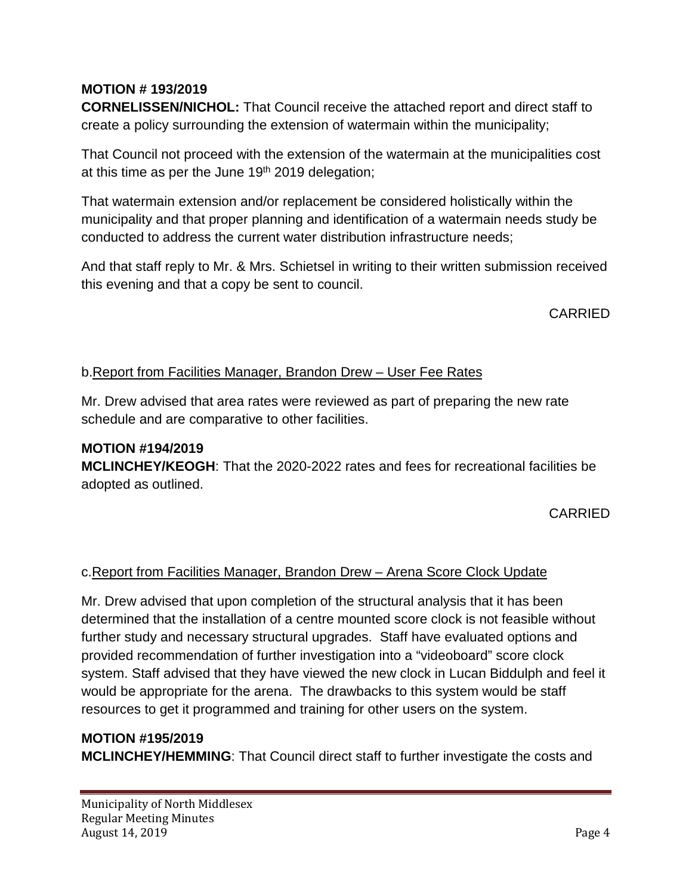**MOTION # 193/2019**
**CORNELISSEN/NICHOL:** That Council receive the attached report and direct staff to create a policy surrounding the extension of watermain within the municipality;

That Council not proceed with the extension of the watermain at the municipalities cost at this time as per the June 19th 2019 delegation;

That watermain extension and/or replacement be considered holistically within the municipality and that proper planning and identification of a watermain needs study be conducted to address the current water distribution infrastructure needs;

And that staff reply to Mr. & Mrs. Schietsel in writing to their written submission received this evening and that a copy be sent to council.

CARRIED

b. Report from Facilities Manager, Brandon Drew – User Fee Rates

Mr. Drew advised that area rates were reviewed as part of preparing the new rate schedule and are comparative to other facilities.

**MOTION #194/2019**
**MCLINCHEY/KEOGH**: That the 2020-2022 rates and fees for recreational facilities be adopted as outlined.

CARRIED

c. Report from Facilities Manager, Brandon Drew – Arena Score Clock Update

Mr. Drew advised that upon completion of the structural analysis that it has been determined that the installation of a centre mounted score clock is not feasible without further study and necessary structural upgrades. Staff have evaluated options and provided recommendation of further investigation into a "videoboard" score clock system. Staff advised that they have viewed the new clock in Lucan Biddulph and feel it would be appropriate for the arena. The drawbacks to this system would be staff resources to get it programmed and training for other users on the system.

**MOTION #195/2019**
**MCLINCHEY/HEMMING**: That Council direct staff to further investigate the costs and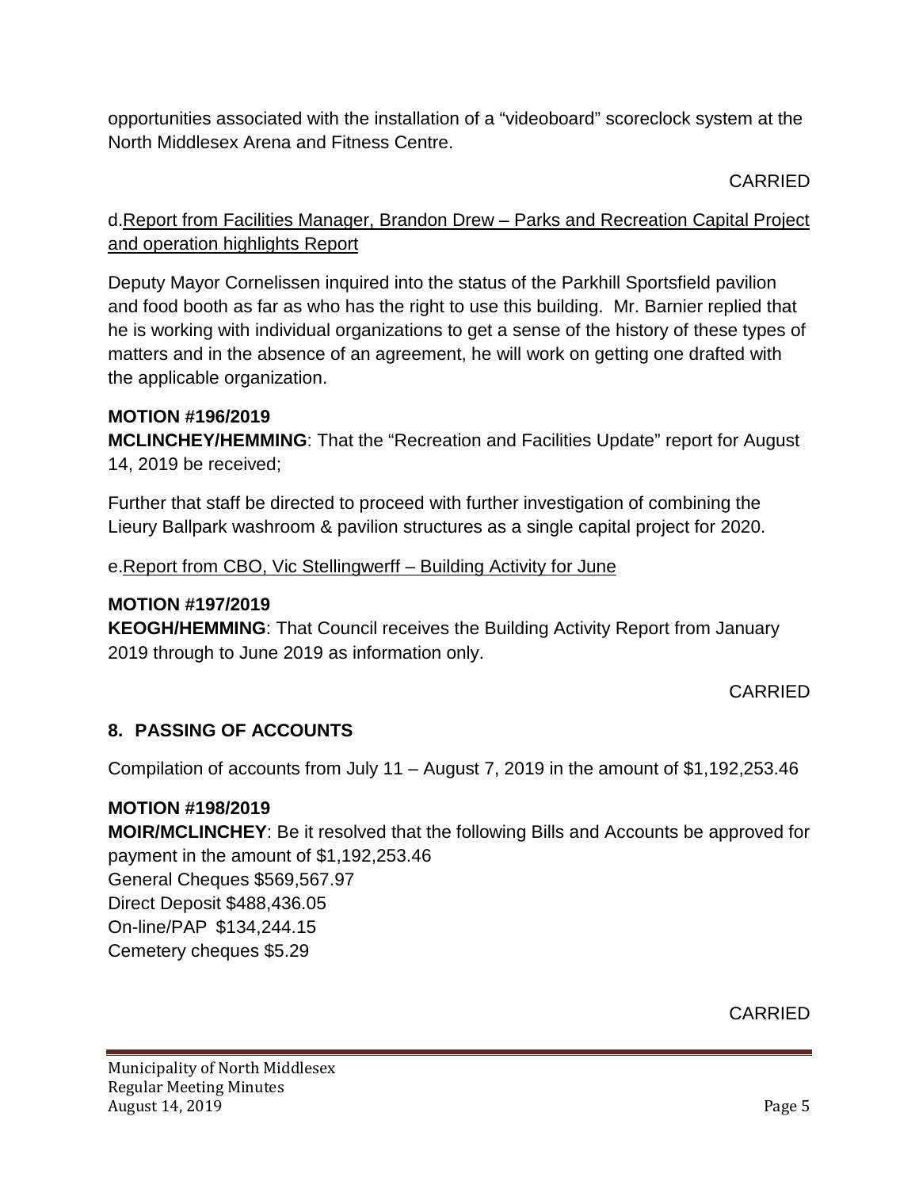opportunities associated with the installation of a "videoboard" scoreclock system at the North Middlesex Arena and Fitness Centre.

CARRIED

d.Report from Facilities Manager, Brandon Drew – Parks and Recreation Capital Project and operation highlights Report

Deputy Mayor Cornelissen inquired into the status of the Parkhill Sportsfield pavilion and food booth as far as who has the right to use this building. Mr. Barnier replied that he is working with individual organizations to get a sense of the history of these types of matters and in the absence of an agreement, he will work on getting one drafted with the applicable organization.

**MOTION #196/2019**
**MCLINCHEY/HEMMING**: That the "Recreation and Facilities Update" report for August 14, 2019 be received;

Further that staff be directed to proceed with further investigation of combining the Lieury Ballpark washroom & pavilion structures as a single capital project for 2020.

e.Report from CBO, Vic Stellingwerff – Building Activity for June

**MOTION #197/2019**
**KEOGH/HEMMING**: That Council receives the Building Activity Report from January 2019 through to June 2019 as information only.

CARRIED

## 8. PASSING OF ACCOUNTS

Compilation of accounts from July 11 – August 7, 2019 in the amount of $1,192,253.46

**MOTION #198/2019**
**MOIR/MCLINCHEY**: Be it resolved that the following Bills and Accounts be approved for payment in the amount of $1,192,253.46
General Cheques $569,567.97
Direct Deposit $488,436.05
On-line/PAP $134,244.15
Cemetery cheques $5.29

CARRIED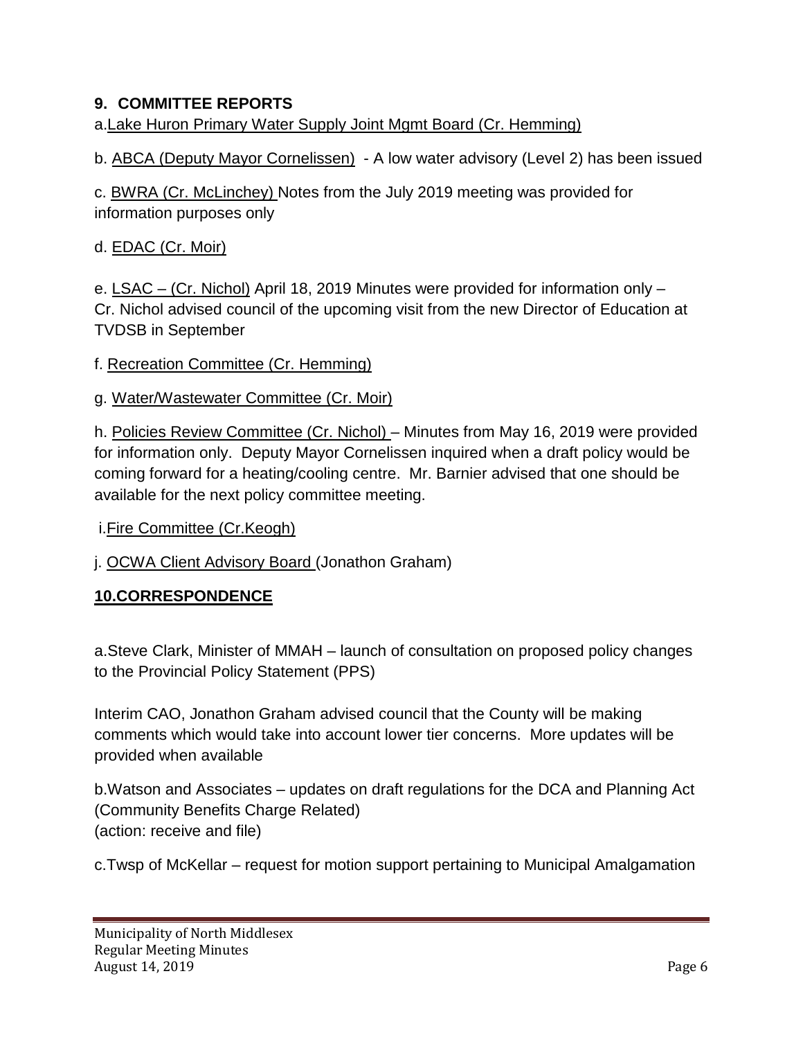## 9. COMMITTEE REPORTS

a. Lake Huron Primary Water Supply Joint Mgmt Board (Cr. Hemming)

b. ABCA (Deputy Mayor Cornelissen) - A low water advisory (Level 2) has been issued

c. BWRA (Cr. McLinchey) Notes from the July 2019 meeting was provided for information purposes only

d. EDAC (Cr. Moir)

e. LSAC – (Cr. Nichol) April 18, 2019 Minutes were provided for information only – Cr. Nichol advised council of the upcoming visit from the new Director of Education at TVDSB in September

f. Recreation Committee (Cr. Hemming)

g. Water/Wastewater Committee (Cr. Moir)

h. Policies Review Committee (Cr. Nichol) – Minutes from May 16, 2019 were provided for information only. Deputy Mayor Cornelissen inquired when a draft policy would be coming forward for a heating/cooling centre. Mr. Barnier advised that one should be available for the next policy committee meeting.

i. Fire Committee (Cr.Keogh)

j. OCWA Client Advisory Board (Jonathon Graham)

## 10. CORRESPONDENCE

a. Steve Clark, Minister of MMAH – launch of consultation on proposed policy changes to the Provincial Policy Statement (PPS)

Interim CAO, Jonathon Graham advised council that the County will be making comments which would take into account lower tier concerns. More updates will be provided when available

b. Watson and Associates – updates on draft regulations for the DCA and Planning Act (Community Benefits Charge Related)
(action: receive and file)

c. Twsp of McKellar – request for motion support pertaining to Municipal Amalgamation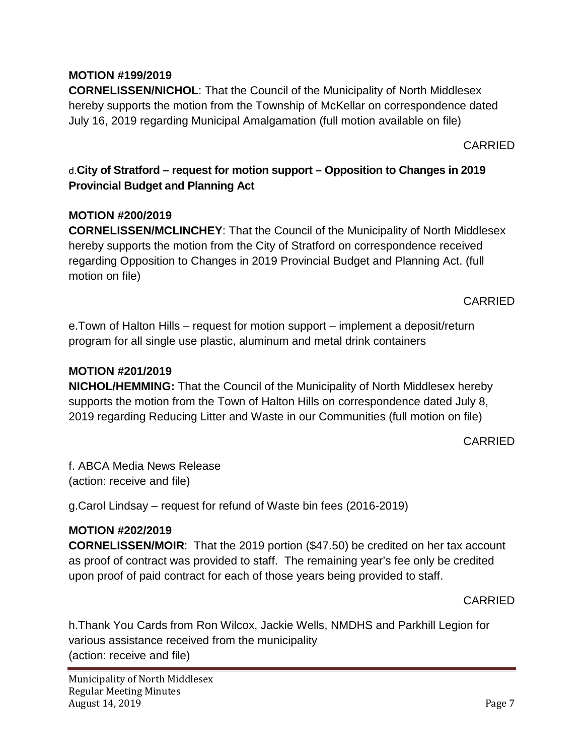**MOTION #199/2019**
**CORNELISSEN/NICHOL**: That the Council of the Municipality of North Middlesex hereby supports the motion from the Township of McKellar on correspondence dated July 16, 2019 regarding Municipal Amalgamation (full motion available on file)

CARRIED

d.**City of Stratford – request for motion support – Opposition to Changes in 2019 Provincial Budget and Planning Act**

**MOTION #200/2019**
**CORNELISSEN/MCLINCHEY**: That the Council of the Municipality of North Middlesex hereby supports the motion from the City of Stratford on correspondence received regarding Opposition to Changes in 2019 Provincial Budget and Planning Act. (full motion on file)

CARRIED

e.Town of Halton Hills – request for motion support – implement a deposit/return program for all single use plastic, aluminum and metal drink containers

**MOTION #201/2019**
**NICHOL/HEMMING:** That the Council of the Municipality of North Middlesex hereby supports the motion from the Town of Halton Hills on correspondence dated July 8, 2019 regarding Reducing Litter and Waste in our Communities (full motion on file)

CARRIED

f. ABCA Media News Release
(action: receive and file)

g.Carol Lindsay – request for refund of Waste bin fees (2016-2019)

**MOTION #202/2019**
**CORNELISSEN/MOIR**: That the 2019 portion ($47.50) be credited on her tax account as proof of contract was provided to staff. The remaining year's fee only be credited upon proof of paid contract for each of those years being provided to staff.

CARRIED

h.Thank You Cards from Ron Wilcox, Jackie Wells, NMDHS and Parkhill Legion for various assistance received from the municipality
(action: receive and file)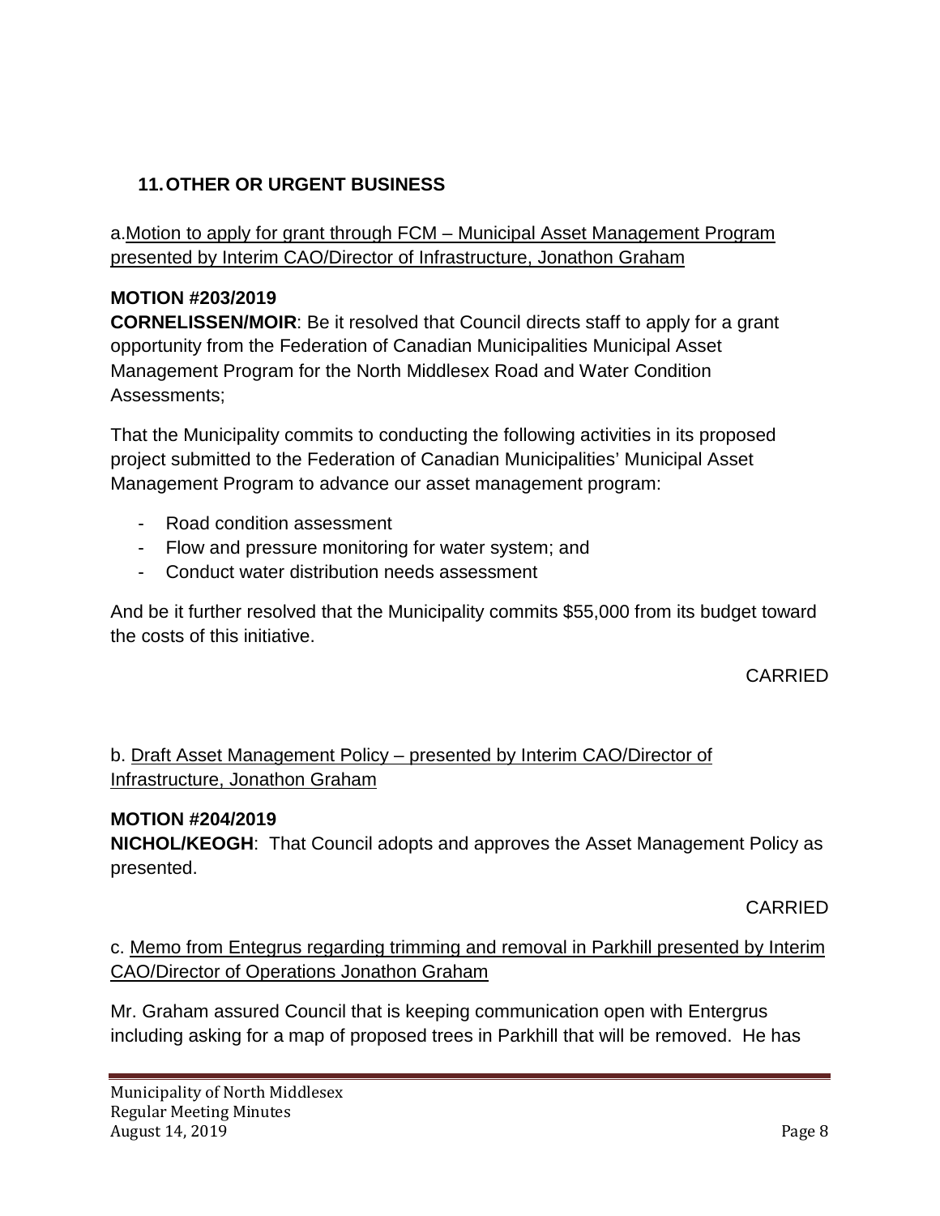## 11. OTHER OR URGENT BUSINESS

a. Motion to apply for grant through FCM – Municipal Asset Management Program presented by Interim CAO/Director of Infrastructure, Jonathon Graham

**MOTION #203/2019**
**CORNELISSEN/MOIR**: Be it resolved that Council directs staff to apply for a grant opportunity from the Federation of Canadian Municipalities Municipal Asset Management Program for the North Middlesex Road and Water Condition Assessments;

That the Municipality commits to conducting the following activities in its proposed project submitted to the Federation of Canadian Municipalities' Municipal Asset Management Program to advance our asset management program:

- Road condition assessment
- Flow and pressure monitoring for water system; and
- Conduct water distribution needs assessment

And be it further resolved that the Municipality commits $55,000 from its budget toward the costs of this initiative.

CARRIED

b. Draft Asset Management Policy – presented by Interim CAO/Director of Infrastructure, Jonathon Graham

**MOTION #204/2019**
**NICHOL/KEOGH**: That Council adopts and approves the Asset Management Policy as presented.

CARRIED

c. Memo from Entegrus regarding trimming and removal in Parkhill presented by Interim CAO/Director of Operations Jonathon Graham

Mr. Graham assured Council that is keeping communication open with Entergrus including asking for a map of proposed trees in Parkhill that will be removed. He has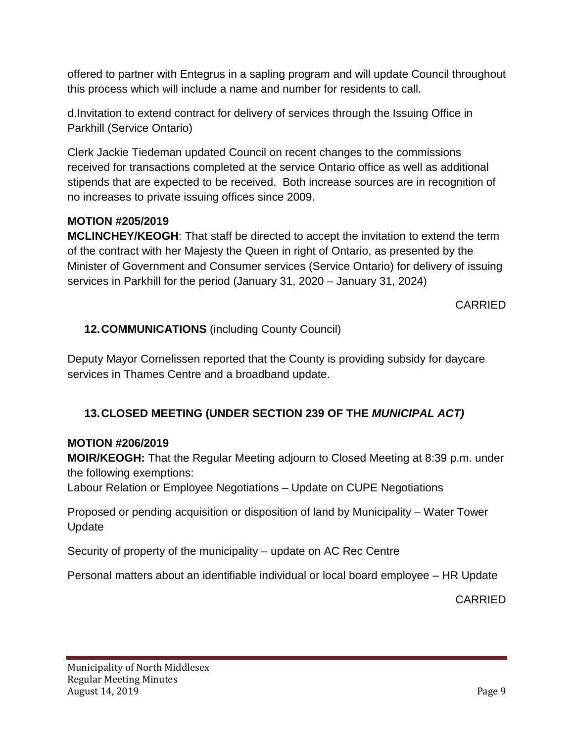offered to partner with Entegrus in a sapling program and will update Council throughout this process which will include a name and number for residents to call.

d.Invitation to extend contract for delivery of services through the Issuing Office in Parkhill (Service Ontario)

Clerk Jackie Tiedeman updated Council on recent changes to the commissions received for transactions completed at the service Ontario office as well as additional stipends that are expected to be received. Both increase sources are in recognition of no increases to private issuing offices since 2009.

**MOTION #205/2019**
**MCLINCHEY/KEOGH**: That staff be directed to accept the invitation to extend the term of the contract with her Majesty the Queen in right of Ontario, as presented by the Minister of Government and Consumer services (Service Ontario) for delivery of issuing services in Parkhill for the period (January 31, 2020 – January 31, 2024)

CARRIED

## 12. COMMUNICATIONS (including County Council)

Deputy Mayor Cornelissen reported that the County is providing subsidy for daycare services in Thames Centre and a broadband update.

## 13. CLOSED MEETING (UNDER SECTION 239 OF THE *MUNICIPAL ACT)*

**MOTION #206/2019**
**MOIR/KEOGH:** That the Regular Meeting adjourn to Closed Meeting at 8:39 p.m. under the following exemptions:
Labour Relation or Employee Negotiations – Update on CUPE Negotiations

Proposed or pending acquisition or disposition of land by Municipality – Water Tower Update

Security of property of the municipality – update on AC Rec Centre

Personal matters about an identifiable individual or local board employee – HR Update

CARRIED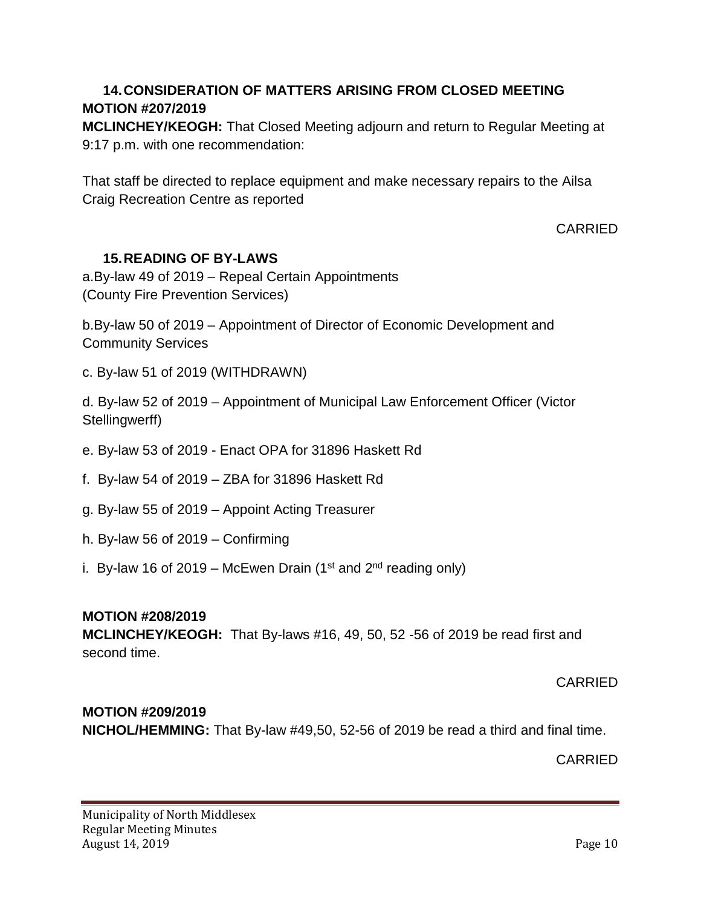## 14. CONSIDERATION OF MATTERS ARISING FROM CLOSED MEETING

**MOTION #207/2019**

**MCLINCHEY/KEOGH:** That Closed Meeting adjourn and return to Regular Meeting at 9:17 p.m. with one recommendation:

That staff be directed to replace equipment and make necessary repairs to the Ailsa Craig Recreation Centre as reported

CARRIED

## 15. READING OF BY-LAWS

a. By-law 49 of 2019 – Repeal Certain Appointments (County Fire Prevention Services)

b. By-law 50 of 2019 – Appointment of Director of Economic Development and Community Services

c. By-law 51 of 2019 (WITHDRAWN)

d. By-law 52 of 2019 – Appointment of Municipal Law Enforcement Officer (Victor Stellingwerff)

e. By-law 53 of 2019 - Enact OPA for 31896 Haskett Rd

f. By-law 54 of 2019 – ZBA for 31896 Haskett Rd

g. By-law 55 of 2019 – Appoint Acting Treasurer

h. By-law 56 of 2019 – Confirming

i. By-law 16 of 2019 – McEwen Drain (1st and 2nd reading only)

**MOTION #208/2019**

**MCLINCHEY/KEOGH:** That By-laws #16, 49, 50, 52 -56 of 2019 be read first and second time.

CARRIED

**MOTION #209/2019**

**NICHOL/HEMMING:** That By-law #49,50, 52-56 of 2019 be read a third and final time.

CARRIED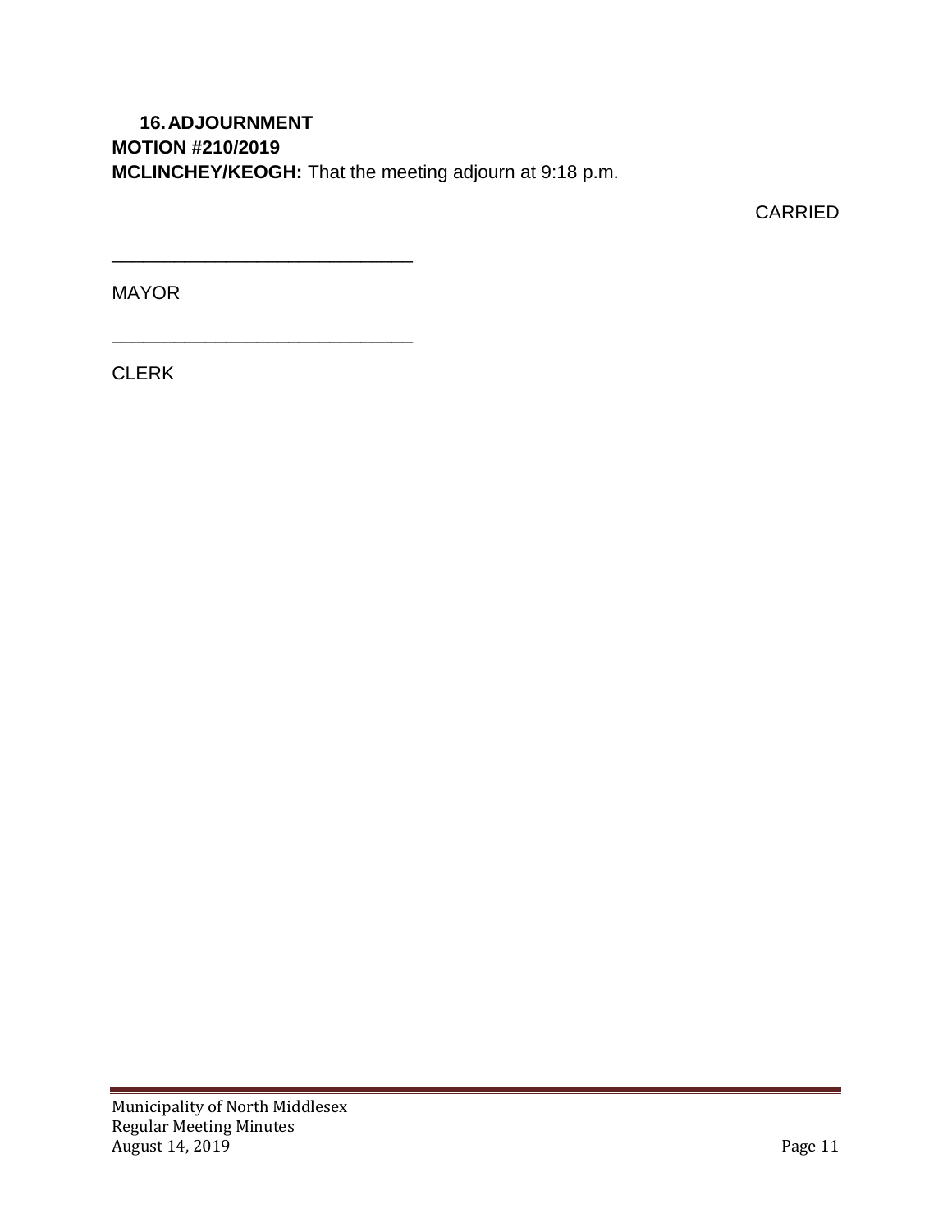## 16. ADJOURNMENT

**MOTION #210/2019**

**MCLINCHEY/KEOGH:** That the meeting adjourn at 9:18 p.m.

CARRIED

______________________________

MAYOR

______________________________

CLERK